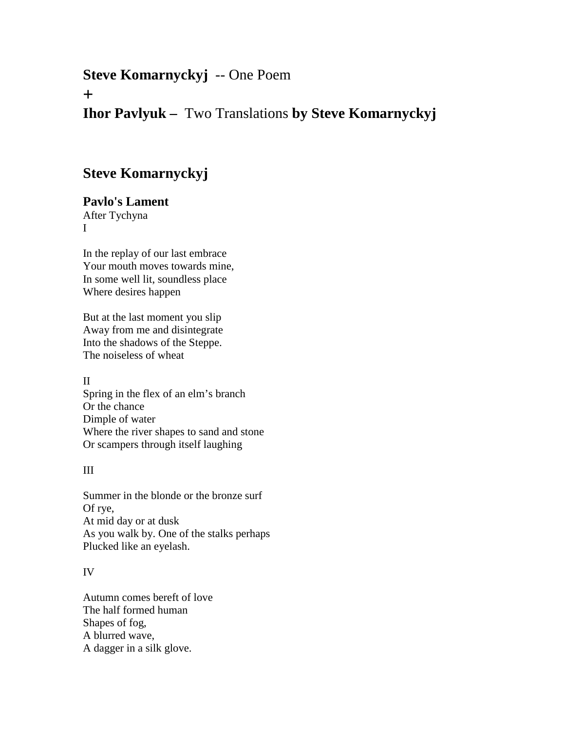## **Steve Komarnyckyj** -- One Poem
## +
## **Ihor Pavlyuk –** Two Translations **by Steve Komarnyckyj**

## Steve Komarnyckyj

### Pavlo's Lament

After Tychyna  
I

In the replay of our last embrace  
Your mouth moves towards mine,  
In some well lit, soundless place  
Where desires happen

But at the last moment you slip  
Away from me and disintegrate  
Into the shadows of the Steppe.  
The noiseless of wheat

II  
Spring in the flex of an elm's branch  
Or the chance  
Dimple of water  
Where the river shapes to sand and stone  
Or scampers through itself laughing

III

Summer in the blonde or the bronze surf  
Of rye,  
At mid day or at dusk  
As you walk by. One of the stalks perhaps  
Plucked like an eyelash.

IV

Autumn comes bereft of love  
The half formed human  
Shapes of fog,  
A blurred wave,  
A dagger in a silk glove.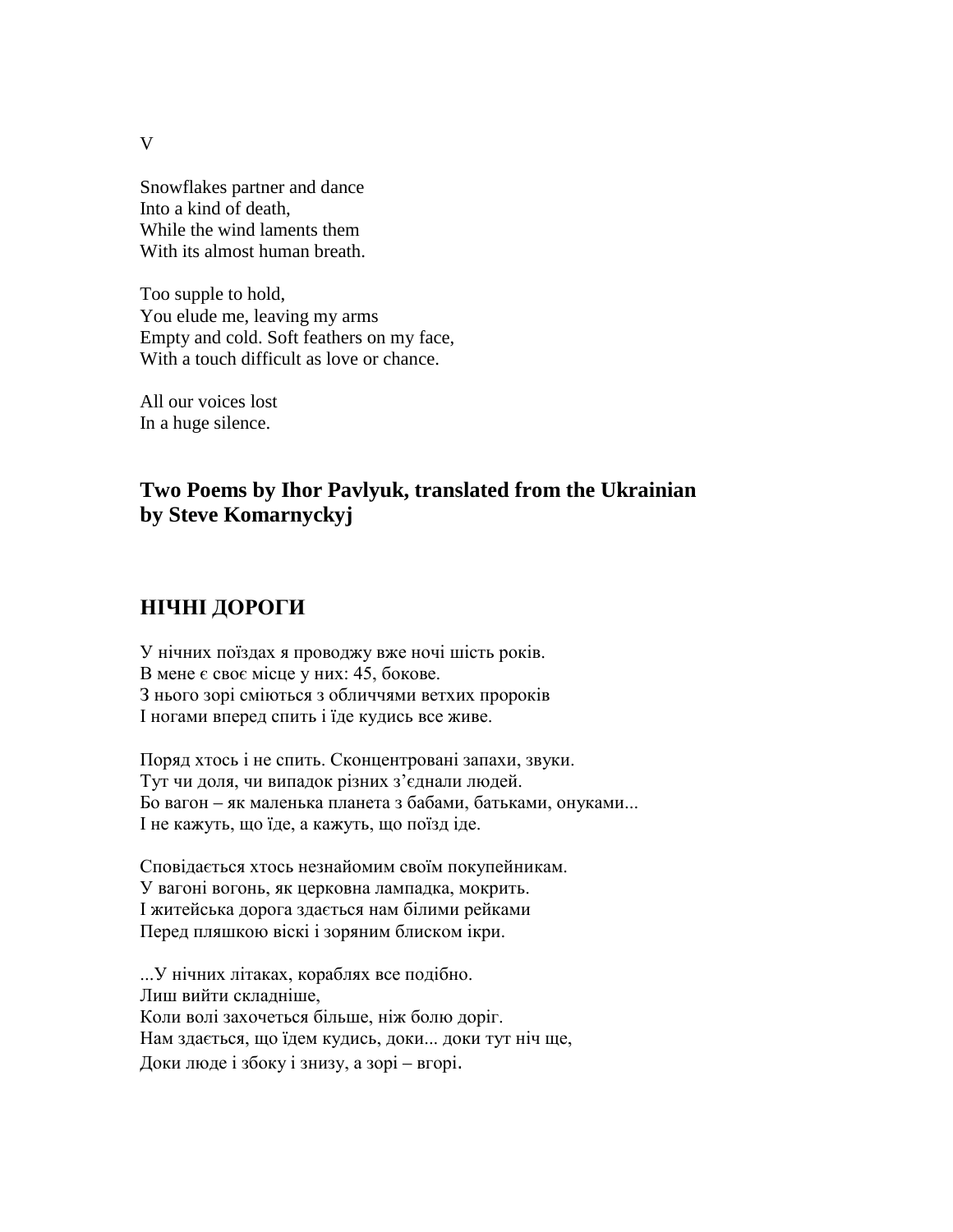V

Snowflakes partner and dance
Into a kind of death,
While the wind laments them
With its almost human breath.

Too supple to hold,
You elude me, leaving my arms
Empty and cold. Soft feathers on my face,
With a touch difficult as love or chance.

All our voices lost
In a huge silence.

## Two Poems by Ihor Pavlyuk, translated from the Ukrainian by Steve Komarnyckyj

## НІЧНІ ДОРОГИ

У нічних поїздах я проводжу вже ночі шість років.
В мене є своє місце у них: 45, бокове.
З нього зорі сміються з обличчями ветхих пророків
І ногами вперед спить і їде кудись все живе.

Поряд хтось і не спить. Сконцентровані запахи, звуки.
Тут чи доля, чи випадок різних з'єднали людей.
Бо вагон – як маленька планета з бабами, батьками, онуками...
І не кажуть, що їде, а кажуть, що поїзд іде.

Сповідається хтось незнайомим своїм покупейникам.
У вагоні вогонь, як церковна лампадка, мокрить.
І житейська дорога здається нам білими рейками
Перед пляшкою віскі і зоряним блиском ікри.

...У нічних літаках, кораблях все подібно.
Лиш вийти складніше,
Коли волі захочеться більше, ніж болю доріг.
Нам здається, що їдем кудись, доки... доки тут ніч ще,
Доки люде і збоку і знизу, а зорі – вгорі.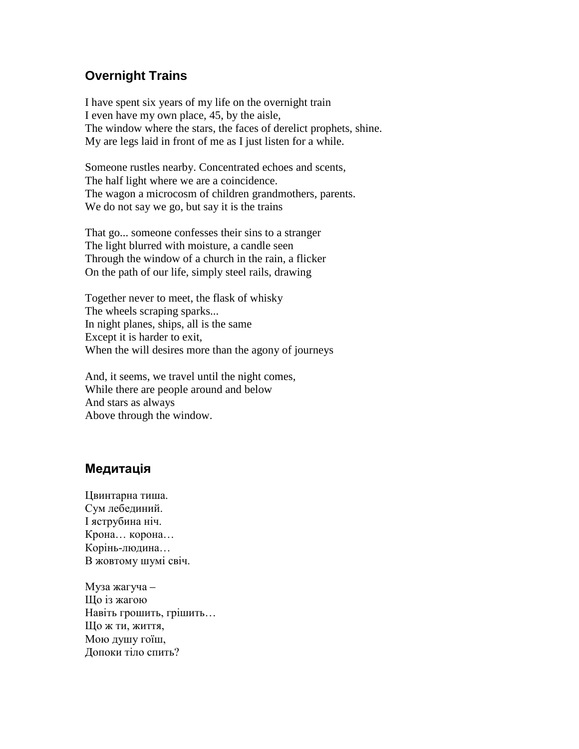## Overnight Trains

I have spent six years of my life on the overnight train
I even have my own place, 45, by the aisle,
The window where the stars, the faces of derelict prophets, shine.
My are legs laid in front of me as I just listen for a while.

Someone rustles nearby. Concentrated echoes and scents,
The half light where we are a coincidence.
The wagon a microcosm of children grandmothers, parents.
We do not say we go, but say it is the trains

That go... someone confesses their sins to a stranger
The light blurred with moisture, a candle seen
Through the window of a church in the rain, a flicker
On the path of our life, simply steel rails, drawing

Together never to meet, the flask of whisky
The wheels scraping sparks...
In night planes, ships, all is the same
Except it is harder to exit,
When the will desires more than the agony of journeys

And, it seems, we travel until the night comes,
While there are people around and below
And stars as always
Above through the window.

## Медитація

Цвинтарна тиша.
Сум лебединий.
І яструбина ніч.
Крона… корона…
Корінь-людина…
В жовтому шумі свіч.

Муза жагуча –
Що із жагою
Навіть грошить, грішить…
Що ж ти, життя,
Мою душу гоїш,
Допоки тіло спить?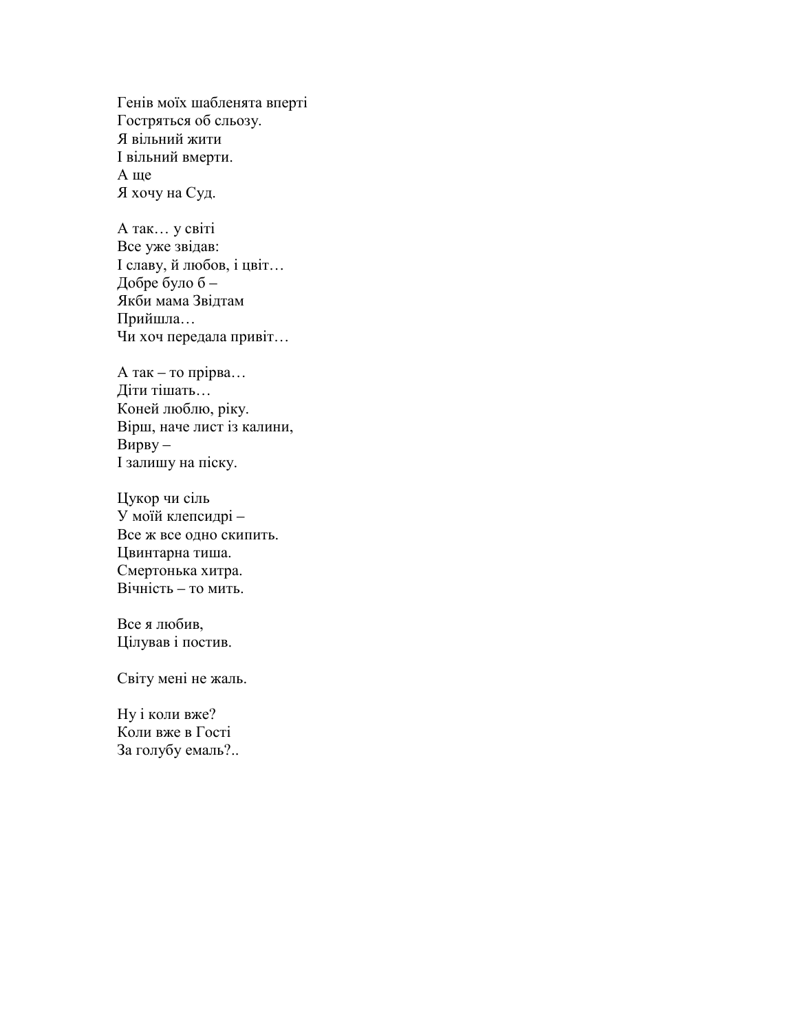Генів моїх шабленята вперті
Гостряться об сльозу.
Я вільний жити
І вільний вмерти.
А ще
Я хочу на Суд.

А так… у світі
Все уже звідав:
І славу, й любов, і цвіт…
Добре було б –
Якби мама Звідтам
Прийшла…
Чи хоч передала привіт…

А так – то прірва…
Діти тішать…
Коней люблю, ріку.
Вірш, наче лист із калини,
Вирву –
І залишу на піску.

Цукор чи сіль
У моїй клепсидрі –
Все ж все одно скипить.
Цвинтарна тиша.
Смертонька хитра.
Вічність – то мить.

Все я любив,
Цілував і постив.

Світу мені не жаль.

Ну і коли вже?
Коли вже в Гості
За голубу емаль?..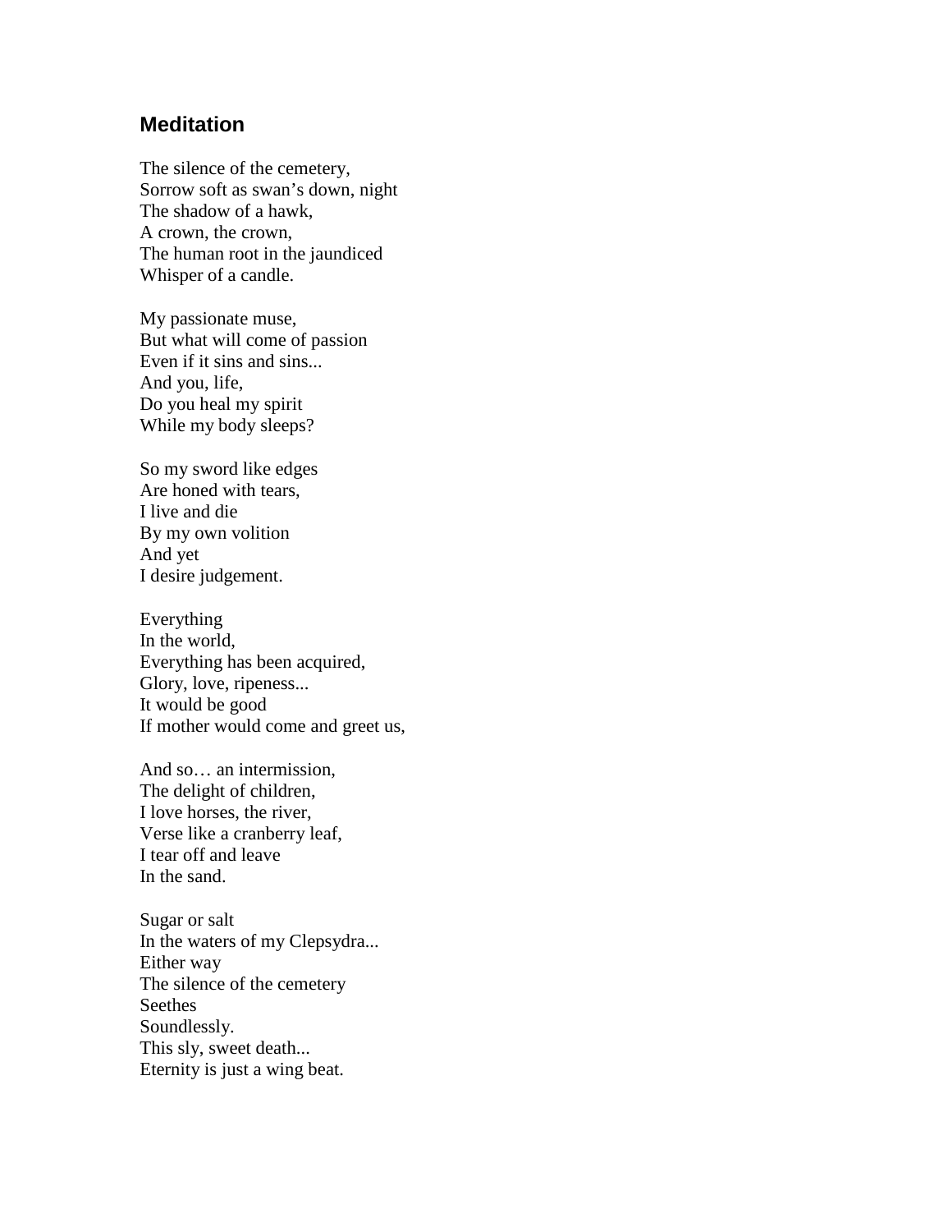## Meditation

The silence of the cemetery,  
Sorrow soft as swan's down, night  
The shadow of a hawk,  
A crown, the crown,  
The human root in the jaundiced  
Whisper of a candle.

My passionate muse,  
But what will come of passion  
Even if it sins and sins...  
And you, life,  
Do you heal my spirit  
While my body sleeps?

So my sword like edges  
Are honed with tears,  
I live and die  
By my own volition  
And yet  
I desire judgement.

Everything  
In the world,  
Everything has been acquired,  
Glory, love, ripeness...  
It would be good  
If mother would come and greet us,

And so… an intermission,  
The delight of children,  
I love horses, the river,  
Verse like a cranberry leaf,  
I tear off and leave  
In the sand.

Sugar or salt  
In the waters of my Clepsydra...  
Either way  
The silence of the cemetery  
Seethes  
Soundlessly.  
This sly, sweet death...  
Eternity is just a wing beat.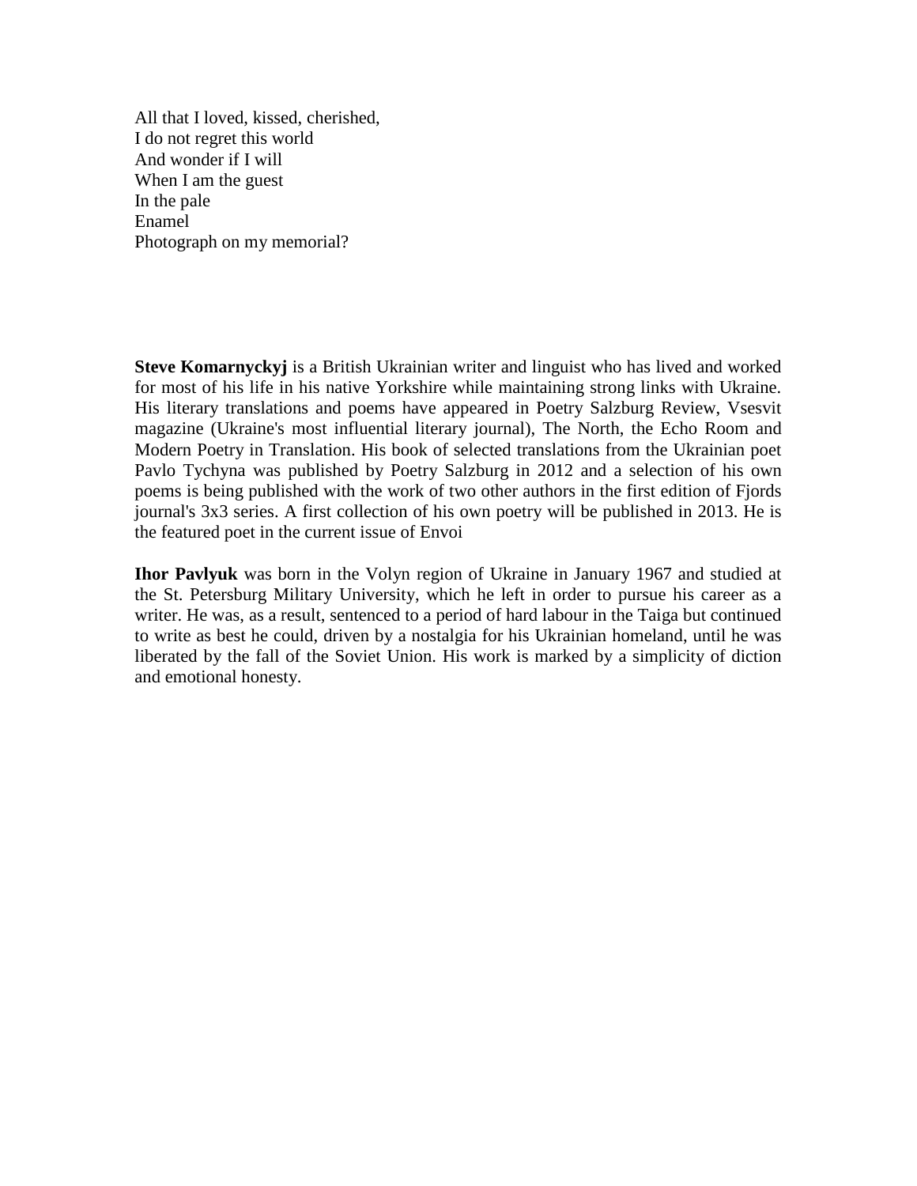All that I loved, kissed, cherished,  
I do not regret this world  
And wonder if I will  
When I am the guest  
In the pale  
Enamel  
Photograph on my memorial?

**Steve Komarnyckyj** is a British Ukrainian writer and linguist who has lived and worked for most of his life in his native Yorkshire while maintaining strong links with Ukraine. His literary translations and poems have appeared in Poetry Salzburg Review, Vsesvit magazine (Ukraine's most influential literary journal), The North, the Echo Room and Modern Poetry in Translation. His book of selected translations from the Ukrainian poet Pavlo Tychyna was published by Poetry Salzburg in 2012 and a selection of his own poems is being published with the work of two other authors in the first edition of Fjords journal's 3x3 series. A first collection of his own poetry will be published in 2013. He is the featured poet in the current issue of Envoi

**Ihor Pavlyuk** was born in the Volyn region of Ukraine in January 1967 and studied at the St. Petersburg Military University, which he left in order to pursue his career as a writer. He was, as a result, sentenced to a period of hard labour in the Taiga but continued to write as best he could, driven by a nostalgia for his Ukrainian homeland, until he was liberated by the fall of the Soviet Union. His work is marked by a simplicity of diction and emotional honesty.